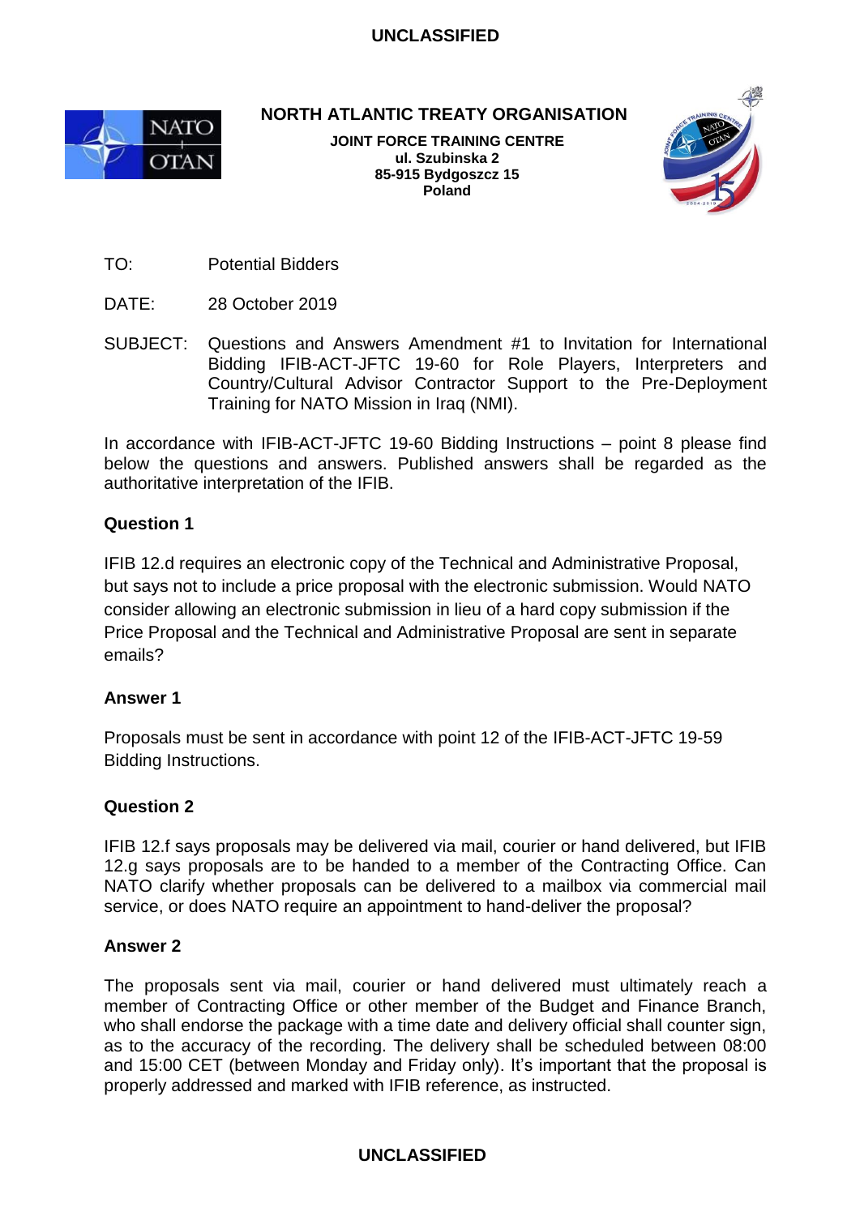UNCLASSIFIED

**NORTH ATLANTIC TREATY ORGANISATION**

**JOINT FORCE TRAINING CENTRE**
**ul. Szubinska 2**
**85-915 Bydgoszcz 15**
**Poland**

TO: Potential Bidders

DATE: 28 October 2019

SUBJECT: Questions and Answers Amendment #1 to Invitation for International Bidding IFIB-ACT-JFTC 19-60 for Role Players, Interpreters and Country/Cultural Advisor Contractor Support to the Pre-Deployment Training for NATO Mission in Iraq (NMI).

In accordance with IFIB-ACT-JFTC 19-60 Bidding Instructions – point 8 please find below the questions and answers. Published answers shall be regarded as the authoritative interpretation of the IFIB.

**Question 1**

IFIB 12.d requires an electronic copy of the Technical and Administrative Proposal, but says not to include a price proposal with the electronic submission. Would NATO consider allowing an electronic submission in lieu of a hard copy submission if the Price Proposal and the Technical and Administrative Proposal are sent in separate emails?

**Answer 1**

Proposals must be sent in accordance with point 12 of the IFIB-ACT-JFTC 19-59 Bidding Instructions.

**Question 2**

IFIB 12.f says proposals may be delivered via mail, courier or hand delivered, but IFIB 12.g says proposals are to be handed to a member of the Contracting Office. Can NATO clarify whether proposals can be delivered to a mailbox via commercial mail service, or does NATO require an appointment to hand-deliver the proposal?

**Answer 2**

The proposals sent via mail, courier or hand delivered must ultimately reach a member of Contracting Office or other member of the Budget and Finance Branch, who shall endorse the package with a time date and delivery official shall counter sign, as to the accuracy of the recording. The delivery shall be scheduled between 08:00 and 15:00 CET (between Monday and Friday only). It's important that the proposal is properly addressed and marked with IFIB reference, as instructed.

UNCLASSIFIED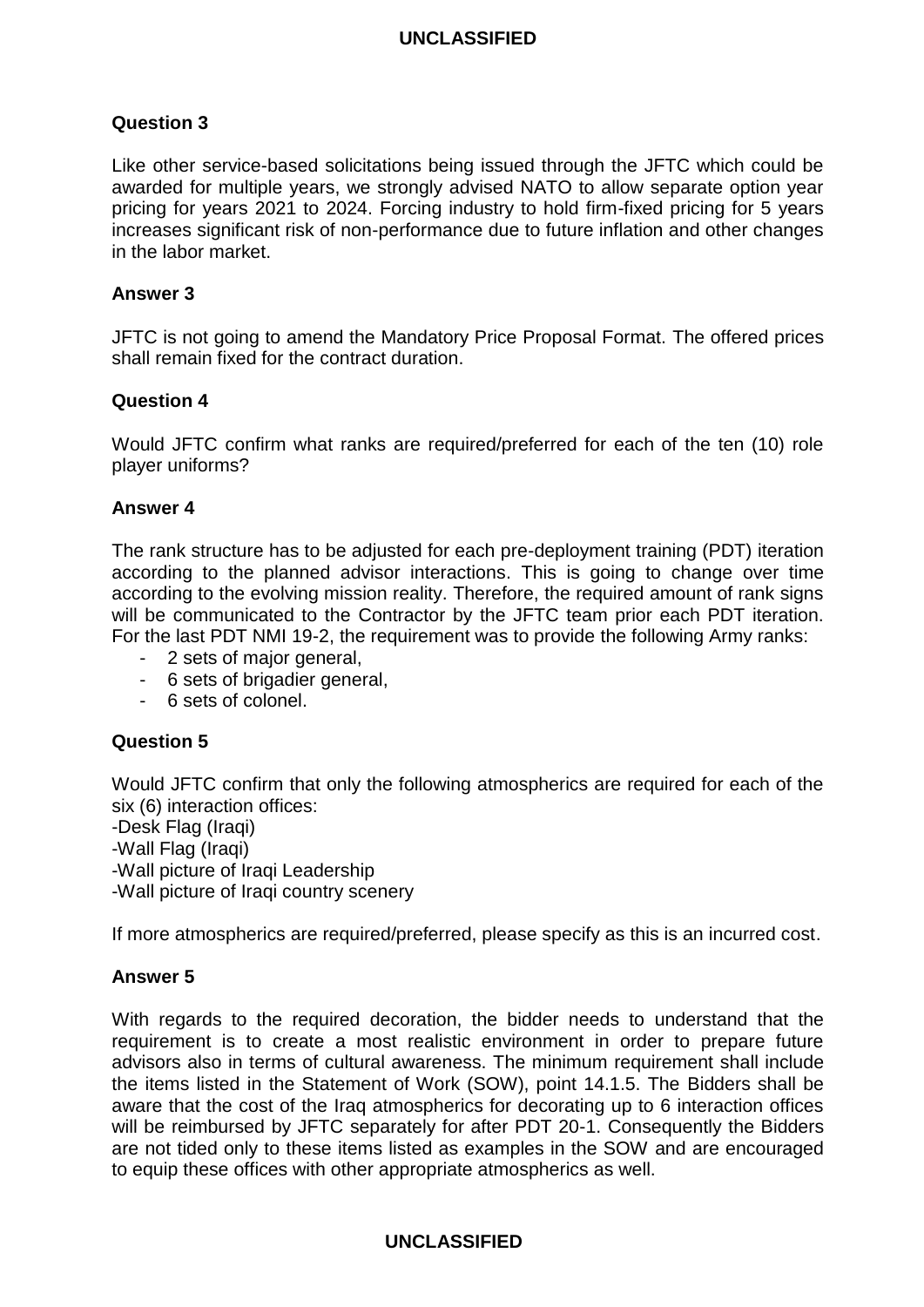**Question 3**

Like other service-based solicitations being issued through the JFTC which could be awarded for multiple years, we strongly advised NATO to allow separate option year pricing for years 2021 to 2024. Forcing industry to hold firm-fixed pricing for 5 years increases significant risk of non-performance due to future inflation and other changes in the labor market.

**Answer 3**

JFTC is not going to amend the Mandatory Price Proposal Format. The offered prices shall remain fixed for the contract duration.

**Question 4**

Would JFTC confirm what ranks are required/preferred for each of the ten (10) role player uniforms?

**Answer 4**

The rank structure has to be adjusted for each pre-deployment training (PDT) iteration according to the planned advisor interactions. This is going to change over time according to the evolving mission reality. Therefore, the required amount of rank signs will be communicated to the Contractor by the JFTC team prior each PDT iteration. For the last PDT NMI 19-2, the requirement was to provide the following Army ranks:

- 2 sets of major general,
- 6 sets of brigadier general,
- 6 sets of colonel.

**Question 5**

Would JFTC confirm that only the following atmospherics are required for each of the six (6) interaction offices:
-Desk Flag (Iraqi)
-Wall Flag (Iraqi)
-Wall picture of Iraqi Leadership
-Wall picture of Iraqi country scenery

If more atmospherics are required/preferred, please specify as this is an incurred cost.

**Answer 5**

With regards to the required decoration, the bidder needs to understand that the requirement is to create a most realistic environment in order to prepare future advisors also in terms of cultural awareness. The minimum requirement shall include the items listed in the Statement of Work (SOW), point 14.1.5. The Bidders shall be aware that the cost of the Iraq atmospherics for decorating up to 6 interaction offices will be reimbursed by JFTC separately for after PDT 20-1. Consequently the Bidders are not tided only to these items listed as examples in the SOW and are encouraged to equip these offices with other appropriate atmospherics as well.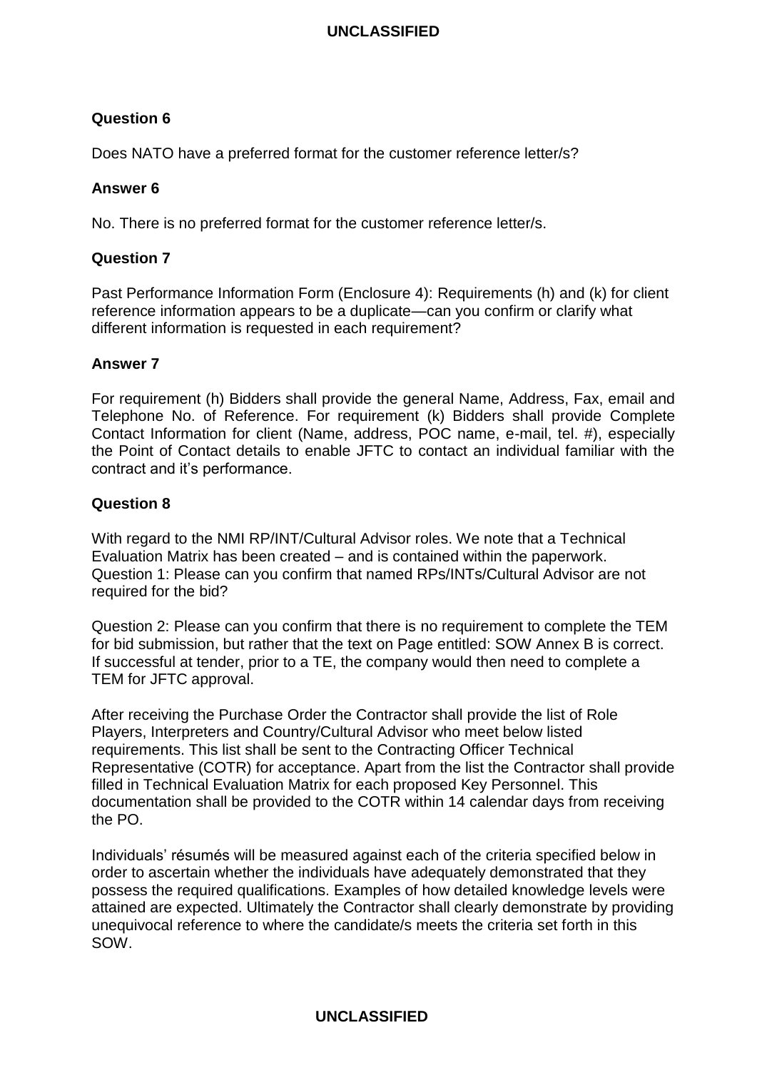**Question 6**

Does NATO have a preferred format for the customer reference letter/s?

**Answer 6**

No. There is no preferred format for the customer reference letter/s.

**Question 7**

Past Performance Information Form (Enclosure 4): Requirements (h) and (k) for client reference information appears to be a duplicate—can you confirm or clarify what different information is requested in each requirement?

**Answer 7**

For requirement (h) Bidders shall provide the general Name, Address, Fax, email and Telephone No. of Reference. For requirement (k) Bidders shall provide Complete Contact Information for client (Name, address, POC name, e-mail, tel. #), especially the Point of Contact details to enable JFTC to contact an individual familiar with the contract and it's performance.

**Question 8**

With regard to the NMI RP/INT/Cultural Advisor roles. We note that a Technical Evaluation Matrix has been created – and is contained within the paperwork. Question 1: Please can you confirm that named RPs/INTs/Cultural Advisor are not required for the bid?

Question 2: Please can you confirm that there is no requirement to complete the TEM for bid submission, but rather that the text on Page entitled: SOW Annex B is correct. If successful at tender, prior to a TE, the company would then need to complete a TEM for JFTC approval.

After receiving the Purchase Order the Contractor shall provide the list of Role Players, Interpreters and Country/Cultural Advisor who meet below listed requirements. This list shall be sent to the Contracting Officer Technical Representative (COTR) for acceptance. Apart from the list the Contractor shall provide filled in Technical Evaluation Matrix for each proposed Key Personnel. This documentation shall be provided to the COTR within 14 calendar days from receiving the PO.

Individuals' résumés will be measured against each of the criteria specified below in order to ascertain whether the individuals have adequately demonstrated that they possess the required qualifications. Examples of how detailed knowledge levels were attained are expected. Ultimately the Contractor shall clearly demonstrate by providing unequivocal reference to where the candidate/s meets the criteria set forth in this SOW.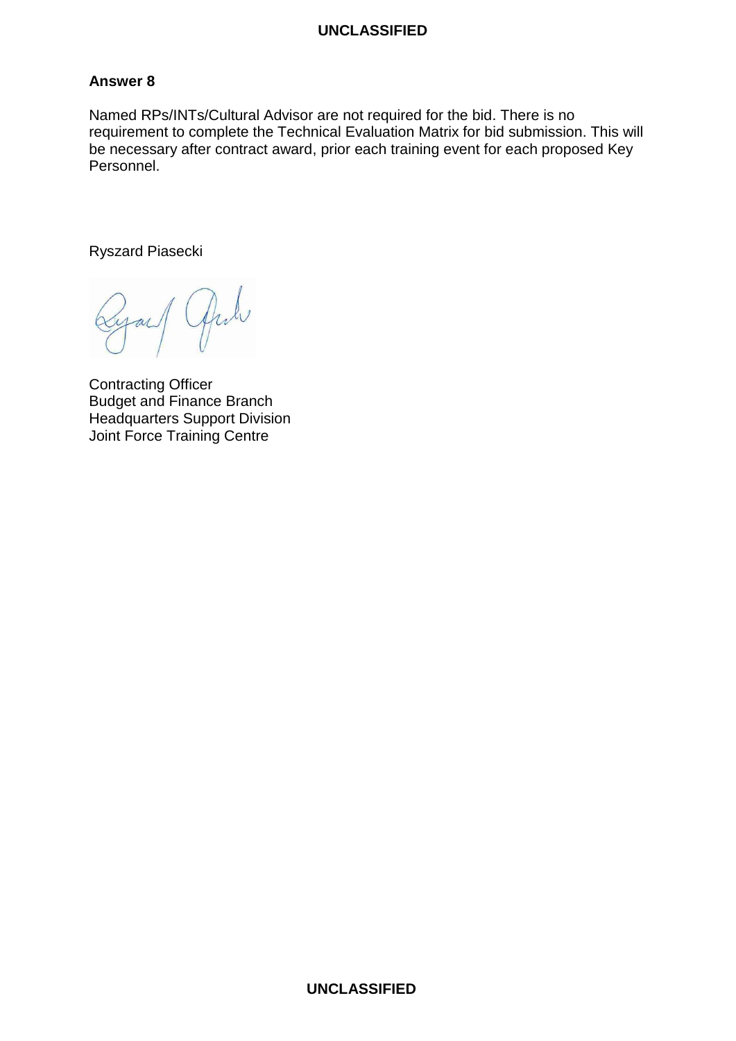**Answer 8**

Named RPs/INTs/Cultural Advisor are not required for the bid. There is no requirement to complete the Technical Evaluation Matrix for bid submission. This will be necessary after contract award, prior each training event for each proposed Key Personnel.

Ryszard Piasecki

Contracting Officer
Budget and Finance Branch
Headquarters Support Division
Joint Force Training Centre